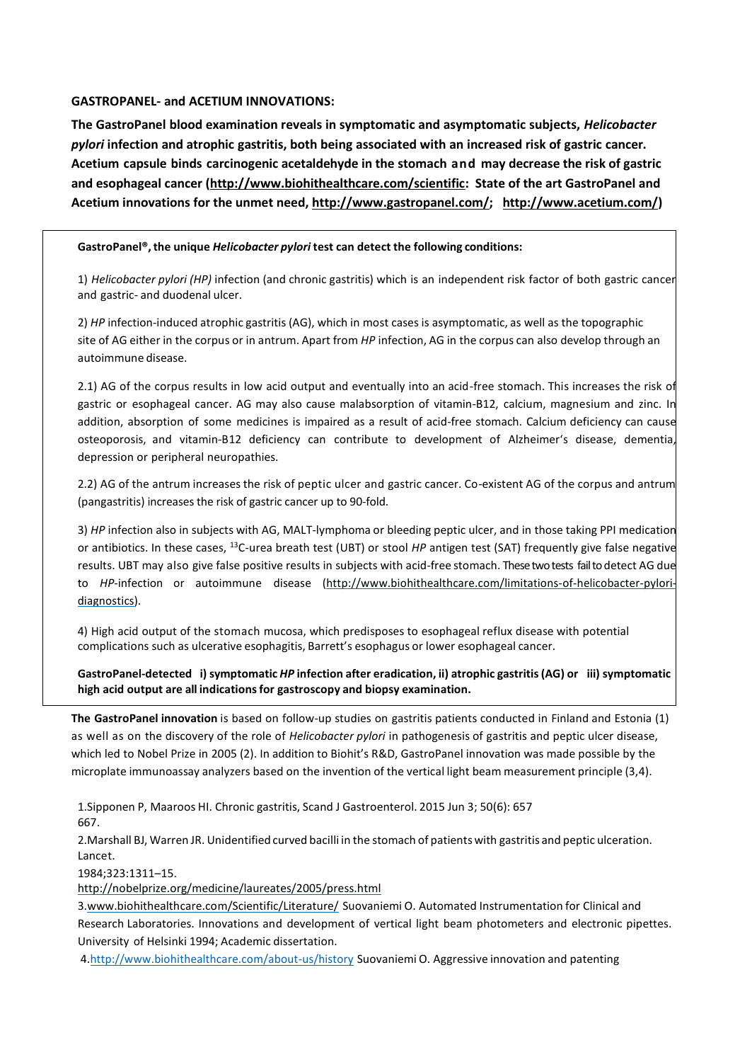**GASTROPANEL- and ACETIUM INNOVATIONS:**

**The GastroPanel blood examination reveals in symptomatic and asymptomatic subjects, *Helicobacter pylori* infection and atrophic gastritis, both being associated with an increased risk of gastric cancer. Acetium capsule binds carcinogenic acetaldehyde in the stomach and may decrease the risk of gastric and esophageal cancer (http://www.biohithealthcare.com/scientific: State of the art GastroPanel and Acetium innovations for the unmet need, http://www.gastropanel.com/; http://www.acetium.com/)**

**GastroPanel®, the unique *Helicobacter pylori* test can detect the following conditions:**

1) *Helicobacter pylori (HP)* infection (and chronic gastritis) which is an independent risk factor of both gastric cancer and gastric- and duodenal ulcer.

2) *HP* infection-induced atrophic gastritis (AG), which in most cases is asymptomatic, as well as the topographic site of AG either in the corpus or in antrum. Apart from *HP* infection, AG in the corpus can also develop through an autoimmune disease.

2.1) AG of the corpus results in low acid output and eventually into an acid-free stomach. This increases the risk of gastric or esophageal cancer. AG may also cause malabsorption of vitamin-B12, calcium, magnesium and zinc. In addition, absorption of some medicines is impaired as a result of acid-free stomach. Calcium deficiency can cause osteoporosis, and vitamin-B12 deficiency can contribute to development of Alzheimer's disease, dementia, depression or peripheral neuropathies.

2.2) AG of the antrum increases the risk of peptic ulcer and gastric cancer. Co-existent AG of the corpus and antrum (pangastritis) increases the risk of gastric cancer up to 90-fold.

3) *HP* infection also in subjects with AG, MALT-lymphoma or bleeding peptic ulcer, and in those taking PPI medication or antibiotics. In these cases, $^{13}C$-urea breath test (UBT) or stool *HP* antigen test (SAT) frequently give false negative results. UBT may also give false positive results in subjects with acid-free stomach. These two tests fail to detect AG due to *HP*-infection or autoimmune disease (http://www.biohithealthcare.com/limitations-of-helicobacter-pylori-diagnostics).

4) High acid output of the stomach mucosa, which predisposes to esophageal reflux disease with potential complications such as ulcerative esophagitis, Barrett's esophagus or lower esophageal cancer.

**GastroPanel-detected i) symptomatic *HP* infection after eradication, ii) atrophic gastritis (AG) or iii) symptomatic high acid output are all indications for gastroscopy and biopsy examination.**

**The GastroPanel innovation** is based on follow-up studies on gastritis patients conducted in Finland and Estonia (1) as well as on the discovery of the role of *Helicobacter pylori* in pathogenesis of gastritis and peptic ulcer disease, which led to Nobel Prize in 2005 (2). In addition to Biohit's R&D, GastroPanel innovation was made possible by the microplate immunoassay analyzers based on the invention of the vertical light beam measurement principle (3,4).

1. Sipponen P, Maaroos HI. Chronic gastritis, Scand J Gastroenterol. 2015 Jun 3; 50(6): 657 667.
2. Marshall BJ, Warren JR. Unidentified curved bacilli in the stomach of patients with gastritis and peptic ulceration. Lancet. 1984;323:1311–15. http://nobelprize.org/medicine/laureates/2005/press.html
3. www.biohithealthcare.com/Scientific/Literature/ Suovaniemi O. Automated Instrumentation for Clinical and Research Laboratories. Innovations and development of vertical light beam photometers and electronic pipettes. University of Helsinki 1994; Academic dissertation.
4. http://www.biohithealthcare.com/about-us/history Suovaniemi O. Aggressive innovation and patenting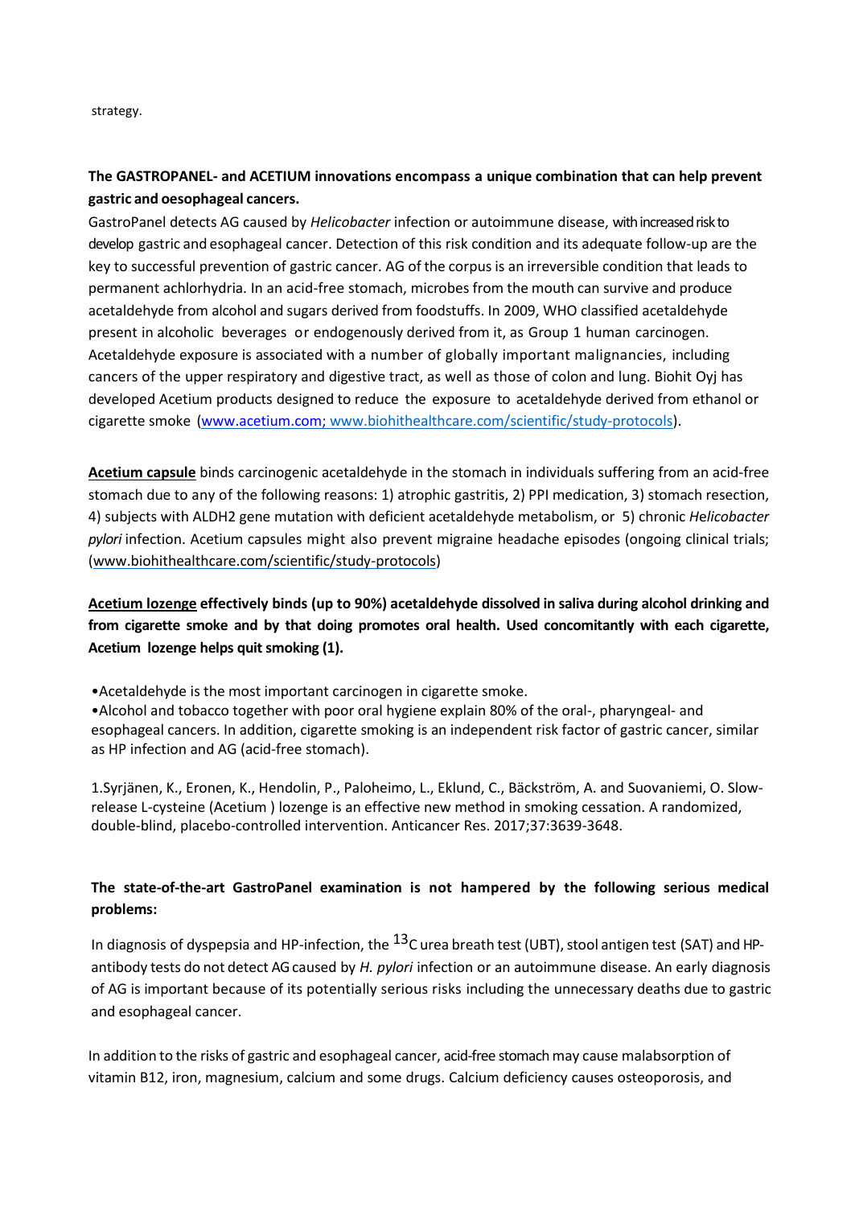strategy.

**The GASTROPANEL- and ACETIUM innovations encompass a unique combination that can help prevent gastric and oesophageal cancers.**

GastroPanel detects AG caused by *Helicobacter* infection or autoimmune disease, with increased risk to develop gastric and esophageal cancer. Detection of this risk condition and its adequate follow-up are the key to successful prevention of gastric cancer. AG of the corpus is an irreversible condition that leads to permanent achlorhydria. In an acid-free stomach, microbes from the mouth can survive and produce acetaldehyde from alcohol and sugars derived from foodstuffs. In 2009, WHO classified acetaldehyde present in alcoholic beverages or endogenously derived from it, as Group 1 human carcinogen. Acetaldehyde exposure is associated with a number of globally important malignancies, including cancers of the upper respiratory and digestive tract, as well as those of colon and lung. Biohit Oyj has developed Acetium products designed to reduce the exposure to acetaldehyde derived from ethanol or cigarette smoke (www.acetium.com; www.biohithealthcare.com/scientific/study-protocols).

**Acetium capsule** binds carcinogenic acetaldehyde in the stomach in individuals suffering from an acid-free stomach due to any of the following reasons: 1) atrophic gastritis, 2) PPI medication, 3) stomach resection, 4) subjects with ALDH2 gene mutation with deficient acetaldehyde metabolism, or 5) chronic *Helicobacter pylori* infection. Acetium capsules might also prevent migraine headache episodes (ongoing clinical trials; (www.biohithealthcare.com/scientific/study-protocols)

**Acetium lozenge effectively binds (up to 90%) acetaldehyde dissolved in saliva during alcohol drinking and from cigarette smoke and by that doing promotes oral health. Used concomitantly with each cigarette, Acetium lozenge helps quit smoking (1).**

- Acetaldehyde is the most important carcinogen in cigarette smoke.
- Alcohol and tobacco together with poor oral hygiene explain 80% of the oral-, pharyngeal- and esophageal cancers. In addition, cigarette smoking is an independent risk factor of gastric cancer, similar as HP infection and AG (acid-free stomach).

1.Syrjänen, K., Eronen, K., Hendolin, P., Paloheimo, L., Eklund, C., Bäckström, A. and Suovaniemi, O. Slow-release L-cysteine (Acetium ) lozenge is an effective new method in smoking cessation. A randomized, double-blind, placebo-controlled intervention. Anticancer Res. 2017;37:3639-3648.

**The state-of-the-art GastroPanel examination is not hampered by the following serious medical problems:**

In diagnosis of dyspepsia and HP-infection, the $^{13}$C urea breath test (UBT), stool antigen test (SAT) and HP-antibody tests do not detect AG caused by *H. pylori* infection or an autoimmune disease. An early diagnosis of AG is important because of its potentially serious risks including the unnecessary deaths due to gastric and esophageal cancer.

In addition to the risks of gastric and esophageal cancer, acid-free stomach may cause malabsorption of vitamin B12, iron, magnesium, calcium and some drugs. Calcium deficiency causes osteoporosis, and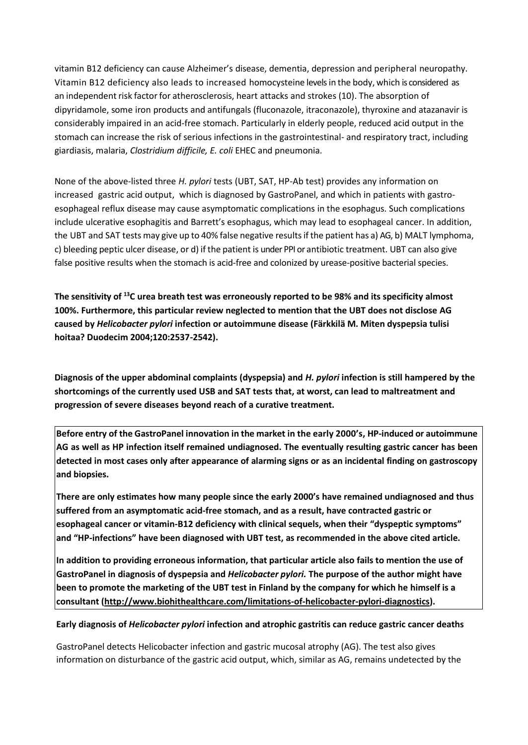vitamin B12 deficiency can cause Alzheimer's disease, dementia, depression and peripheral neuropathy. Vitamin B12 deficiency also leads to increased homocysteine levels in the body, which is considered as an independent risk factor for atherosclerosis, heart attacks and strokes (10). The absorption of dipyridamole, some iron products and antifungals (fluconazole, itraconazole), thyroxine and atazanavir is considerably impaired in an acid-free stomach. Particularly in elderly people, reduced acid output in the stomach can increase the risk of serious infections in the gastrointestinal- and respiratory tract, including giardiasis, malaria, *Clostridium difficile, E. coli* EHEC and pneumonia.

None of the above-listed three *H. pylori* tests (UBT, SAT, HP-Ab test) provides any information on increased gastric acid output, which is diagnosed by GastroPanel, and which in patients with gastro-esophageal reflux disease may cause asymptomatic complications in the esophagus. Such complications include ulcerative esophagitis and Barrett's esophagus, which may lead to esophageal cancer. In addition, the UBT and SAT tests may give up to 40% false negative results if the patient has a) AG, b) MALT lymphoma, c) bleeding peptic ulcer disease, or d) if the patient is under PPI or antibiotic treatment. UBT can also give false positive results when the stomach is acid-free and colonized by urease-positive bacterial species.

**The sensitivity of $^{13}C$ urea breath test was erroneously reported to be 98% and its specificity almost 100%. Furthermore, this particular review neglected to mention that the UBT does not disclose AG caused by *Helicobacter pylori* infection or autoimmune disease (Färkkilä M. Miten dyspepsia tulisi hoitaa? Duodecim 2004;120:2537-2542).**

**Diagnosis of the upper abdominal complaints (dyspepsia) and *H. pylori* infection is still hampered by the shortcomings of the currently used USB and SAT tests that, at worst, can lead to maltreatment and progression of severe diseases beyond reach of a curative treatment.**

**Before entry of the GastroPanel innovation in the market in the early 2000's, HP-induced or autoimmune AG as well as HP infection itself remained undiagnosed. The eventually resulting gastric cancer has been detected in most cases only after appearance of alarming signs or as an incidental finding on gastroscopy and biopsies.**

**There are only estimates how many people since the early 2000's have remained undiagnosed and thus suffered from an asymptomatic acid-free stomach, and as a result, have contracted gastric or esophageal cancer or vitamin-B12 deficiency with clinical sequels, when their "dyspeptic symptoms" and "HP-infections" have been diagnosed with UBT test, as recommended in the above cited article.**

**In addition to providing erroneous information, that particular article also fails to mention the use of GastroPanel in diagnosis of dyspepsia and *Helicobacter pylori.* The purpose of the author might have been to promote the marketing of the UBT test in Finland by the company for which he himself is a consultant (http://www.biohithealthcare.com/limitations-of-helicobacter-pylori-diagnostics).**

**Early diagnosis of *Helicobacter pylori* infection and atrophic gastritis can reduce gastric cancer deaths**

GastroPanel detects Helicobacter infection and gastric mucosal atrophy (AG). The test also gives information on disturbance of the gastric acid output, which, similar as AG, remains undetected by the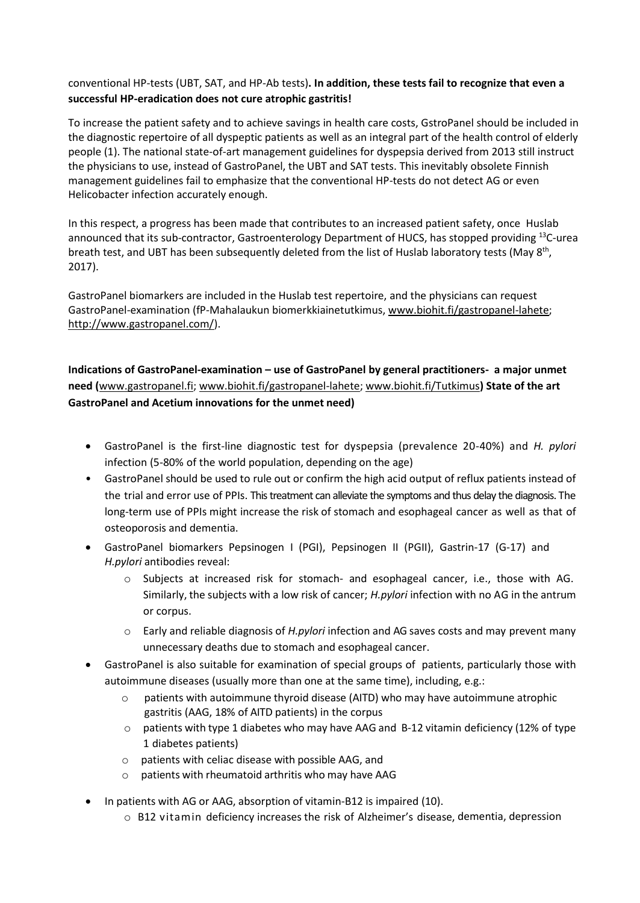conventional HP-tests (UBT, SAT, and HP-Ab tests). **In addition, these tests fail to recognize that even a successful HP-eradication does not cure atrophic gastritis!**

To increase the patient safety and to achieve savings in health care costs, GstroPanel should be included in the diagnostic repertoire of all dyspeptic patients as well as an integral part of the health control of elderly people (1). The national state-of-art management guidelines for dyspepsia derived from 2013 still instruct the physicians to use, instead of GastroPanel, the UBT and SAT tests. This inevitably obsolete Finnish management guidelines fail to emphasize that the conventional HP-tests do not detect AG or even Helicobacter infection accurately enough.

In this respect, a progress has been made that contributes to an increased patient safety, once Huslab announced that its sub-contractor, Gastroenterology Department of HUCS, has stopped providing $^{13}$C-urea breath test, and UBT has been subsequently deleted from the list of Huslab laboratory tests (May 8th, 2017).

GastroPanel biomarkers are included in the Huslab test repertoire, and the physicians can request GastroPanel-examination (fP-Mahalaukun biomerkkiainetutkimus, www.biohit.fi/gastropanel-lahete; http://www.gastropanel.com/).

**Indications of GastroPanel-examination – use of GastroPanel by general practitioners- a major unmet need (**www.gastropanel.fi; www.biohit.fi/gastropanel-lahete; www.biohit.fi/Tutkimus**) State of the art GastroPanel and Acetium innovations for the unmet need)**

- GastroPanel is the first-line diagnostic test for dyspepsia (prevalence 20-40%) and *H. pylori* infection (5-80% of the world population, depending on the age)
- GastroPanel should be used to rule out or confirm the high acid output of reflux patients instead of the trial and error use of PPIs. This treatment can alleviate the symptoms and thus delay the diagnosis. The long-term use of PPIs might increase the risk of stomach and esophageal cancer as well as that of osteoporosis and dementia.
- GastroPanel biomarkers Pepsinogen I (PGI), Pepsinogen II (PGII), Gastrin-17 (G-17) and *H.pylori* antibodies reveal:
  - Subjects at increased risk for stomach- and esophageal cancer, i.e., those with AG. Similarly, the subjects with a low risk of cancer; *H.pylori* infection with no AG in the antrum or corpus.
  - Early and reliable diagnosis of *H.pylori* infection and AG saves costs and may prevent many unnecessary deaths due to stomach and esophageal cancer.
- GastroPanel is also suitable for examination of special groups of patients, particularly those with autoimmune diseases (usually more than one at the same time), including, e.g.:
  - patients with autoimmune thyroid disease (AITD) who may have autoimmune atrophic gastritis (AAG, 18% of AITD patients) in the corpus
  - patients with type 1 diabetes who may have AAG and B-12 vitamin deficiency (12% of type 1 diabetes patients)
  - patients with celiac disease with possible AAG, and
  - patients with rheumatoid arthritis who may have AAG
- In patients with AG or AAG, absorption of vitamin-B12 is impaired (10).
  - B12 vitamin deficiency increases the risk of Alzheimer's disease, dementia, depression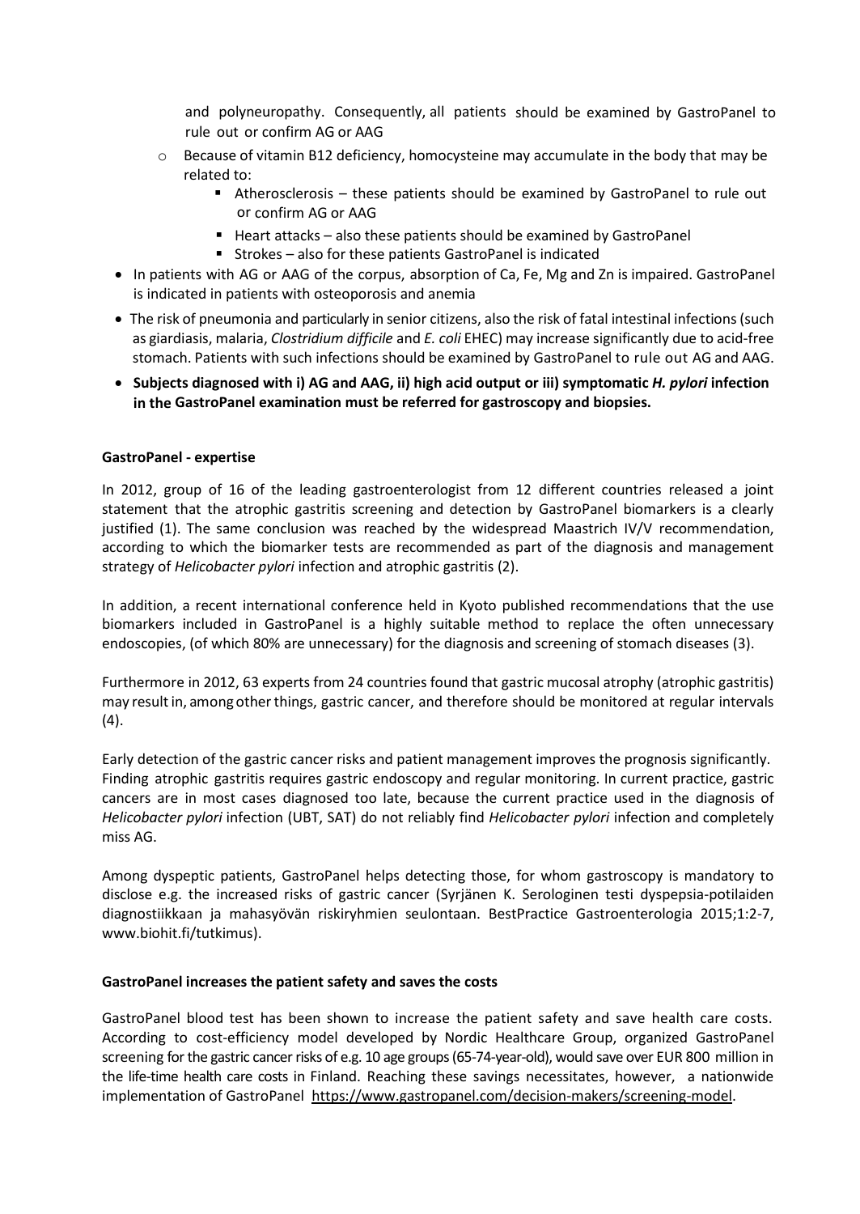and polyneuropathy. Consequently, all patients should be examined by GastroPanel to rule out or confirm AG or AAG

  - Because of vitamin B12 deficiency, homocysteine may accumulate in the body that may be related to:
    - Atherosclerosis – these patients should be examined by GastroPanel to rule out or confirm AG or AAG
    - Heart attacks – also these patients should be examined by GastroPanel
    - Strokes – also for these patients GastroPanel is indicated
- In patients with AG or AAG of the corpus, absorption of Ca, Fe, Mg and Zn is impaired. GastroPanel is indicated in patients with osteoporosis and anemia
- The risk of pneumonia and particularly in senior citizens, also the risk of fatal intestinal infections (such as giardiasis, malaria, *Clostridium difficile* and *E. coli* EHEC) may increase significantly due to acid-free stomach. Patients with such infections should be examined by GastroPanel to rule out AG and AAG.
- **Subjects diagnosed with i) AG and AAG, ii) high acid output or iii) symptomatic *H. pylori* infection in the GastroPanel examination must be referred for gastroscopy and biopsies.**

**GastroPanel - expertise**

In 2012, group of 16 of the leading gastroenterologist from 12 different countries released a joint statement that the atrophic gastritis screening and detection by GastroPanel biomarkers is a clearly justified (1). The same conclusion was reached by the widespread Maastrich IV/V recommendation, according to which the biomarker tests are recommended as part of the diagnosis and management strategy of *Helicobacter pylori* infection and atrophic gastritis (2).

In addition, a recent international conference held in Kyoto published recommendations that the use biomarkers included in GastroPanel is a highly suitable method to replace the often unnecessary endoscopies, (of which 80% are unnecessary) for the diagnosis and screening of stomach diseases (3).

Furthermore in 2012, 63 experts from 24 countries found that gastric mucosal atrophy (atrophic gastritis) may result in, among other things, gastric cancer, and therefore should be monitored at regular intervals (4).

Early detection of the gastric cancer risks and patient management improves the prognosis significantly. Finding atrophic gastritis requires gastric endoscopy and regular monitoring. In current practice, gastric cancers are in most cases diagnosed too late, because the current practice used in the diagnosis of *Helicobacter pylori* infection (UBT, SAT) do not reliably find *Helicobacter pylori* infection and completely miss AG.

Among dyspeptic patients, GastroPanel helps detecting those, for whom gastroscopy is mandatory to disclose e.g. the increased risks of gastric cancer (Syrjänen K. Serologinen testi dyspepsia-potilaiden diagnostiikkaan ja mahasyövän riskiryhmien seulontaan. BestPractice Gastroenterologia 2015;1:2-7, www.biohit.fi/tutkimus).

**GastroPanel increases the patient safety and saves the costs**

GastroPanel blood test has been shown to increase the patient safety and save health care costs. According to cost-efficiency model developed by Nordic Healthcare Group, organized GastroPanel screening for the gastric cancer risks of e.g. 10 age groups (65-74-year-old), would save over EUR 800 million in the life-time health care costs in Finland. Reaching these savings necessitates, however, a nationwide implementation of GastroPanel https://www.gastropanel.com/decision-makers/screening-model.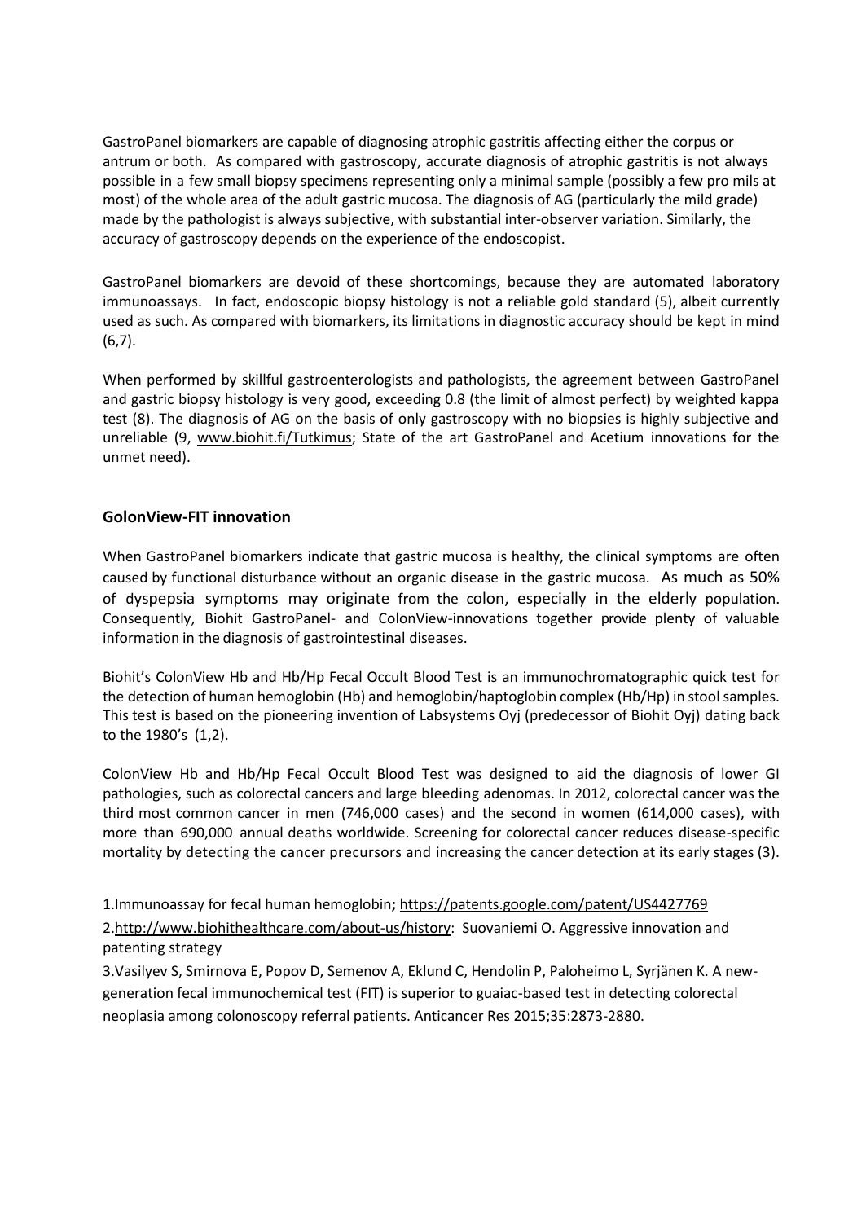GastroPanel biomarkers are capable of diagnosing atrophic gastritis affecting either the corpus or antrum or both. As compared with gastroscopy, accurate diagnosis of atrophic gastritis is not always possible in a few small biopsy specimens representing only a minimal sample (possibly a few pro mils at most) of the whole area of the adult gastric mucosa. The diagnosis of AG (particularly the mild grade) made by the pathologist is always subjective, with substantial inter-observer variation. Similarly, the accuracy of gastroscopy depends on the experience of the endoscopist.

GastroPanel biomarkers are devoid of these shortcomings, because they are automated laboratory immunoassays. In fact, endoscopic biopsy histology is not a reliable gold standard (5), albeit currently used as such. As compared with biomarkers, its limitations in diagnostic accuracy should be kept in mind (6,7).

When performed by skillful gastroenterologists and pathologists, the agreement between GastroPanel and gastric biopsy histology is very good, exceeding 0.8 (the limit of almost perfect) by weighted kappa test (8). The diagnosis of AG on the basis of only gastroscopy with no biopsies is highly subjective and unreliable (9, www.biohit.fi/Tutkimus; State of the art GastroPanel and Acetium innovations for the unmet need).

## GolonView-FIT innovation

When GastroPanel biomarkers indicate that gastric mucosa is healthy, the clinical symptoms are often caused by functional disturbance without an organic disease in the gastric mucosa. As much as 50% of dyspepsia symptoms may originate from the colon, especially in the elderly population. Consequently, Biohit GastroPanel- and ColonView-innovations together provide plenty of valuable information in the diagnosis of gastrointestinal diseases.

Biohit's ColonView Hb and Hb/Hp Fecal Occult Blood Test is an immunochromatographic quick test for the detection of human hemoglobin (Hb) and hemoglobin/haptoglobin complex (Hb/Hp) in stool samples. This test is based on the pioneering invention of Labsystems Oyj (predecessor of Biohit Oyj) dating back to the 1980's (1,2).

ColonView Hb and Hb/Hp Fecal Occult Blood Test was designed to aid the diagnosis of lower GI pathologies, such as colorectal cancers and large bleeding adenomas. In 2012, colorectal cancer was the third most common cancer in men (746,000 cases) and the second in women (614,000 cases), with more than 690,000 annual deaths worldwide. Screening for colorectal cancer reduces disease-specific mortality by detecting the cancer precursors and increasing the cancer detection at its early stages (3).

1.Immunoassay for fecal human hemoglobin; https://patents.google.com/patent/US4427769

2.http://www.biohithealthcare.com/about-us/history: Suovaniemi O. Aggressive innovation and patenting strategy

3.Vasilyev S, Smirnova E, Popov D, Semenov A, Eklund C, Hendolin P, Paloheimo L, Syrjänen K. A new-generation fecal immunochemical test (FIT) is superior to guaiac-based test in detecting colorectal neoplasia among colonoscopy referral patients. Anticancer Res 2015;35:2873-2880.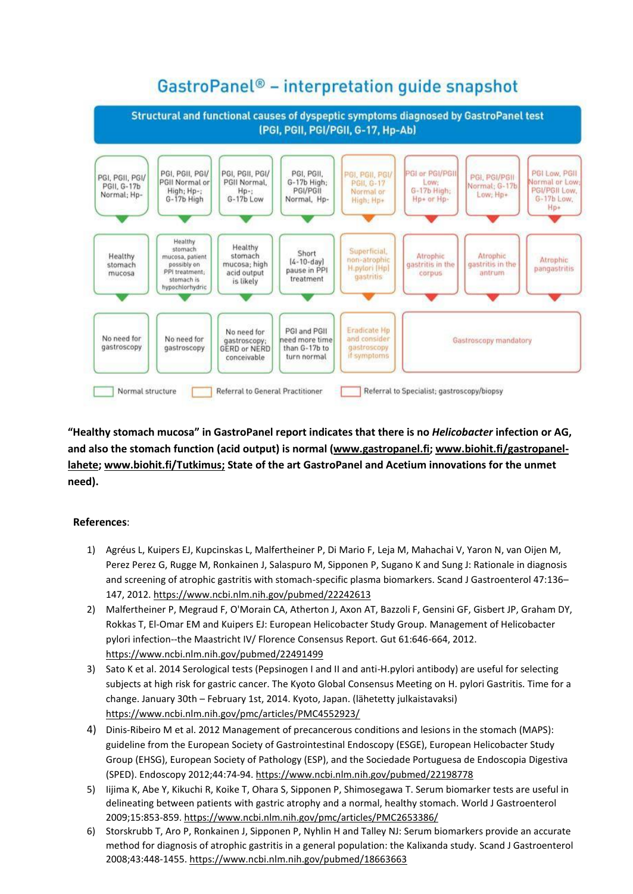## GastroPanel® – interpretation guide snapshot

**Structural and functional causes of dyspeptic symptoms diagnosed by GastroPanel test (PGI, PGII, PGI/PGII, G-17, Hp-Ab)**

| PGI, PGII, PGI/PGII, G-17b Normal; Hp- | PGI, PGII, PGI/PGII Normal or High; Hp-; G-17b High | PGI, PGII, PGI/PGII Normal, Hp-; G-17b Low | PGI, PGII, G-17b High; PGI/PGII Normal, Hp- | PGI, PGII, PGI/PGII, G-17 Normal or High; Hp+ | PGI or PGI/PGII Low; G-17b High; Hp+ or Hp- | PGI, PGI/PGII Normal; G-17b Low; Hp+ | PGI Low, PGII Normal or Low; PGI/PGII Low, G-17b Low, Hp+ |
|---|---|---|---|---|---|---|---|
| Healthy stomach mucosa | Healthy stomach mucosa, patient possibly on PPI treatment; stomach is hypochlorhydric | Healthy stomach mucosa; high acid output is likely | Short (4-10-day) pause in PPI treatment | Superficial, non-atrophic H.pylori (Hp) gastritis | Atrophic gastritis in the corpus | Atrophic gastritis in the antrum | Atrophic pangastritis |
| No need for gastroscopy | No need for gastroscopy | No need for gastroscopy; GERD or NERD conceivable | PGI and PGII need more time than G-17b to turn normal | Eradicate Hp and consider gastroscopy if symptoms | Gastroscopy mandatory | | |

Normal structure | Referral to General Practitioner | Referral to Specialist; gastroscopy/biopsy

**"Healthy stomach mucosa" in GastroPanel report indicates that there is no *Helicobacter* infection or AG, and also the stomach function (acid output) is normal (www.gastropanel.fi; www.biohit.fi/gastropanel-lahete; www.biohit.fi/Tutkimus; State of the art GastroPanel and Acetium innovations for the unmet need).**

**References**:

1) Agréus L, Kuipers EJ, Kupcinskas L, Malfertheiner P, Di Mario F, Leja M, Mahachai V, Yaron N, van Oijen M, Perez Perez G, Rugge M, Ronkainen J, Salaspuro M, Sipponen P, Sugano K and Sung J: Rationale in diagnosis and screening of atrophic gastritis with stomach-specific plasma biomarkers. Scand J Gastroenterol 47:136–147, 2012. https://www.ncbi.nlm.nih.gov/pubmed/22242613
2) Malfertheiner P, Megraud F, O'Morain CA, Atherton J, Axon AT, Bazzoli F, Gensini GF, Gisbert JP, Graham DY, Rokkas T, El-Omar EM and Kuipers EJ: European Helicobacter Study Group. Management of Helicobacter pylori infection--the Maastricht IV/ Florence Consensus Report. Gut 61:646-664, 2012. https://www.ncbi.nlm.nih.gov/pubmed/22491499
3) Sato K et al. 2014 Serological tests (Pepsinogen I and II and anti-H.pylori antibody) are useful for selecting subjects at high risk for gastric cancer. The Kyoto Global Consensus Meeting on H. pylori Gastritis. Time for a change. January 30th – February 1st, 2014. Kyoto, Japan. (lähetetty julkaistavaksi) https://www.ncbi.nlm.nih.gov/pmc/articles/PMC4552923/
4) Dinis-Ribeiro M et al. 2012 Management of precancerous conditions and lesions in the stomach (MAPS): guideline from the European Society of Gastrointestinal Endoscopy (ESGE), European Helicobacter Study Group (EHSG), European Society of Pathology (ESP), and the Sociedade Portuguesa de Endoscopia Digestiva (SPED). Endoscopy 2012;44:74-94. https://www.ncbi.nlm.nih.gov/pubmed/22198778
5) Iijima K, Abe Y, Kikuchi R, Koike T, Ohara S, Sipponen P, Shimosegawa T. Serum biomarker tests are useful in delineating between patients with gastric atrophy and a normal, healthy stomach. World J Gastroenterol 2009;15:853-859. https://www.ncbi.nlm.nih.gov/pmc/articles/PMC2653386/
6) Storskrubb T, Aro P, Ronkainen J, Sipponen P, Nyhlin H and Talley NJ: Serum biomarkers provide an accurate method for diagnosis of atrophic gastritis in a general population: the Kalixanda study. Scand J Gastroenterol 2008;43:448-1455. https://www.ncbi.nlm.nih.gov/pubmed/18663663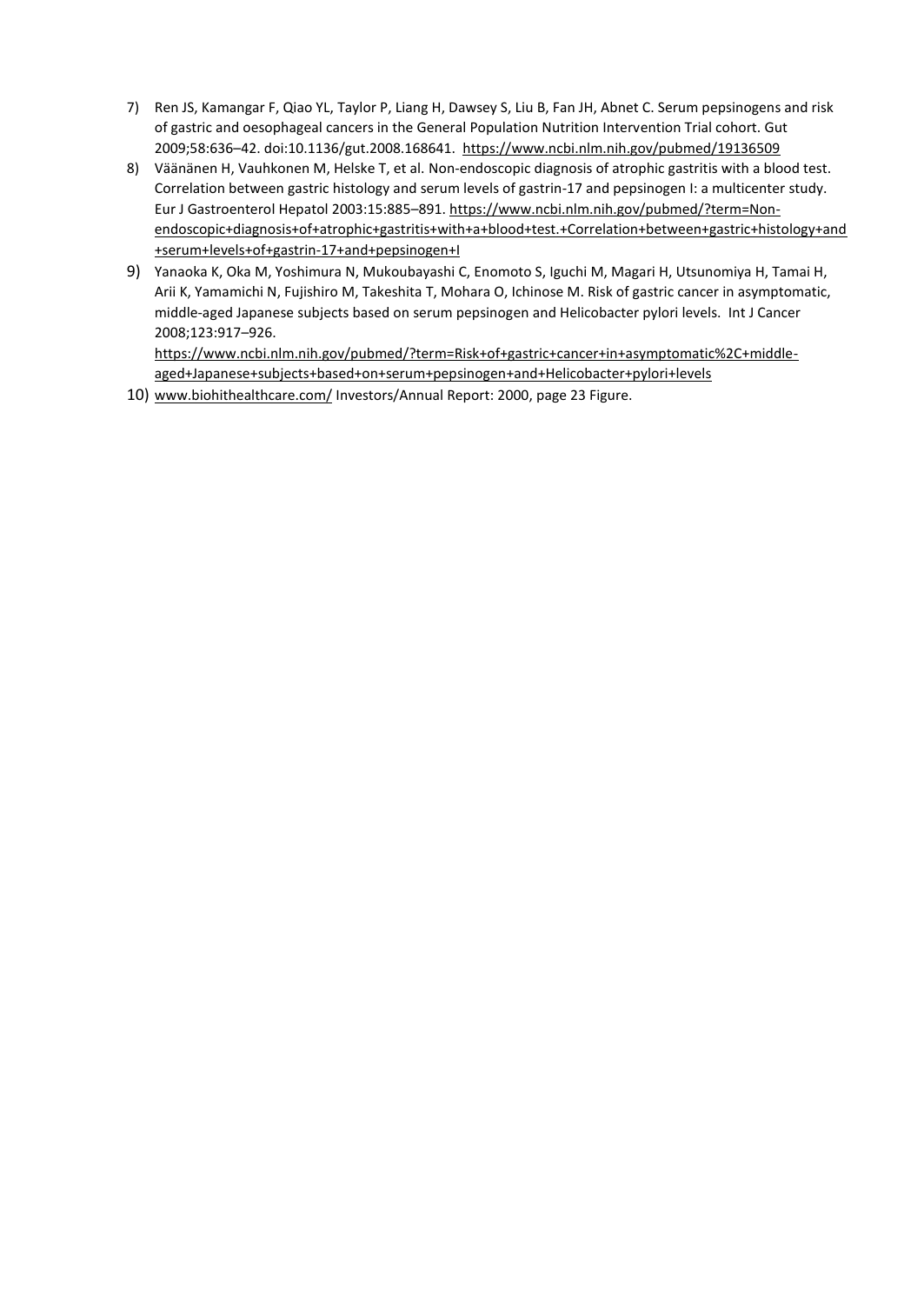7) Ren JS, Kamangar F, Qiao YL, Taylor P, Liang H, Dawsey S, Liu B, Fan JH, Abnet C. Serum pepsinogens and risk of gastric and oesophageal cancers in the General Population Nutrition Intervention Trial cohort. Gut 2009;58:636–42. doi:10.1136/gut.2008.168641. https://www.ncbi.nlm.nih.gov/pubmed/19136509

8) Väänänen H, Vauhkonen M, Helske T, et al. Non-endoscopic diagnosis of atrophic gastritis with a blood test. Correlation between gastric histology and serum levels of gastrin-17 and pepsinogen I: a multicenter study. Eur J Gastroenterol Hepatol 2003:15:885–891. https://www.ncbi.nlm.nih.gov/pubmed/?term=Non-endoscopic+diagnosis+of+atrophic+gastritis+with+a+blood+test.+Correlation+between+gastric+histology+and+serum+levels+of+gastrin-17+and+pepsinogen+I

9) Yanaoka K, Oka M, Yoshimura N, Mukoubayashi C, Enomoto S, Iguchi M, Magari H, Utsunomiya H, Tamai H, Arii K, Yamamichi N, Fujishiro M, Takeshita T, Mohara O, Ichinose M. Risk of gastric cancer in asymptomatic, middle-aged Japanese subjects based on serum pepsinogen and Helicobacter pylori levels. Int J Cancer 2008;123:917–926. https://www.ncbi.nlm.nih.gov/pubmed/?term=Risk+of+gastric+cancer+in+asymptomatic%2C+middle-aged+Japanese+subjects+based+on+serum+pepsinogen+and+Helicobacter+pylori+levels

10) www.biohithealthcare.com/ Investors/Annual Report: 2000, page 23 Figure.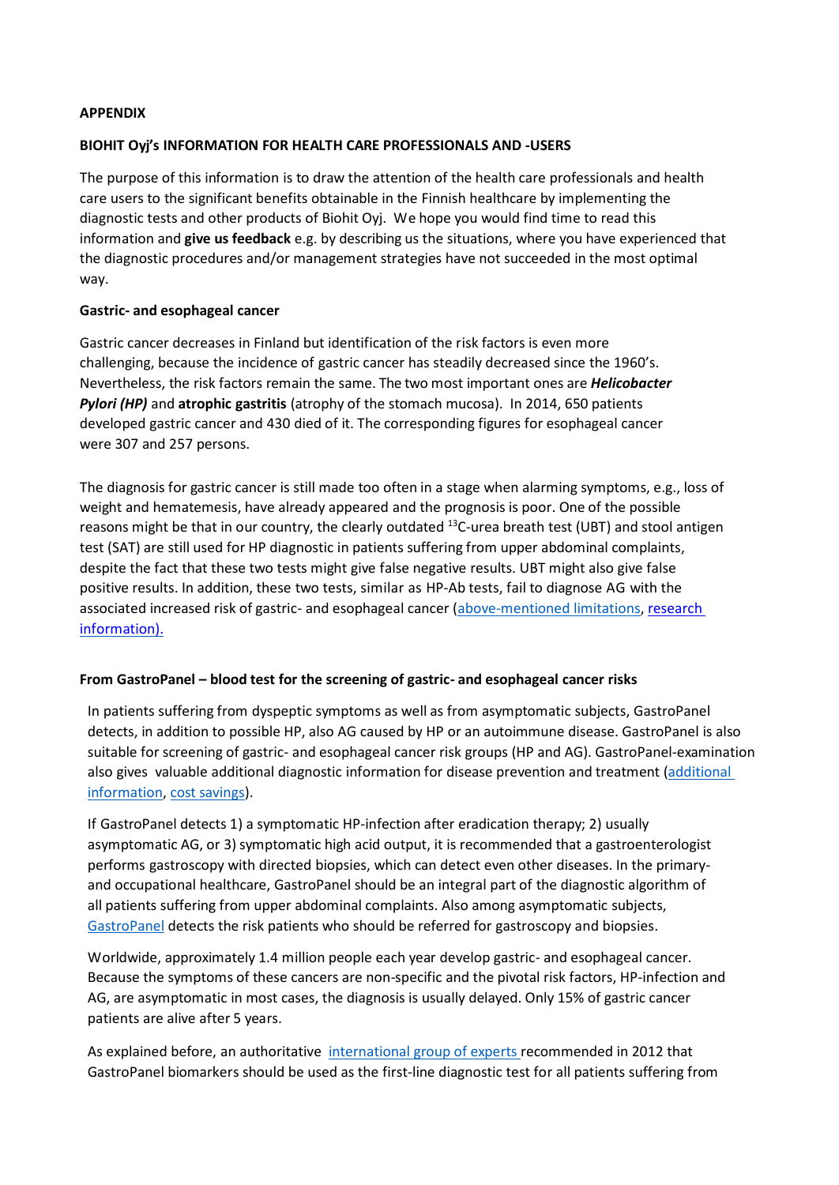**APPENDIX**

**BIOHIT Oyj's INFORMATION FOR HEALTH CARE PROFESSIONALS AND -USERS**

The purpose of this information is to draw the attention of the health care professionals and health care users to the significant benefits obtainable in the Finnish healthcare by implementing the diagnostic tests and other products of Biohit Oyj. We hope you would find time to read this information and **give us feedback** e.g. by describing us the situations, where you have experienced that the diagnostic procedures and/or management strategies have not succeeded in the most optimal way.

**Gastric- and esophageal cancer**

Gastric cancer decreases in Finland but identification of the risk factors is even more challenging, because the incidence of gastric cancer has steadily decreased since the 1960's. Nevertheless, the risk factors remain the same. The two most important ones are ***Helicobacter Pylori (HP)*** and **atrophic gastritis** (atrophy of the stomach mucosa). In 2014, 650 patients developed gastric cancer and 430 died of it. The corresponding figures for esophageal cancer were 307 and 257 persons.

The diagnosis for gastric cancer is still made too often in a stage when alarming symptoms, e.g., loss of weight and hematemesis, have already appeared and the prognosis is poor. One of the possible reasons might be that in our country, the clearly outdated $^{13}$C-urea breath test (UBT) and stool antigen test (SAT) are still used for HP diagnostic in patients suffering from upper abdominal complaints, despite the fact that these two tests might give false negative results. UBT might also give false positive results. In addition, these two tests, similar as HP-Ab tests, fail to diagnose AG with the associated increased risk of gastric- and esophageal cancer (above-mentioned limitations, research information).

**From GastroPanel – blood test for the screening of gastric- and esophageal cancer risks**

In patients suffering from dyspeptic symptoms as well as from asymptomatic subjects, GastroPanel detects, in addition to possible HP, also AG caused by HP or an autoimmune disease. GastroPanel is also suitable for screening of gastric- and esophageal cancer risk groups (HP and AG). GastroPanel-examination also gives valuable additional diagnostic information for disease prevention and treatment (additional information, cost savings).

If GastroPanel detects 1) a symptomatic HP-infection after eradication therapy; 2) usually asymptomatic AG, or 3) symptomatic high acid output, it is recommended that a gastroenterologist performs gastroscopy with directed biopsies, which can detect even other diseases. In the primary- and occupational healthcare, GastroPanel should be an integral part of the diagnostic algorithm of all patients suffering from upper abdominal complaints. Also among asymptomatic subjects, GastroPanel detects the risk patients who should be referred for gastroscopy and biopsies.

Worldwide, approximately 1.4 million people each year develop gastric- and esophageal cancer. Because the symptoms of these cancers are non-specific and the pivotal risk factors, HP-infection and AG, are asymptomatic in most cases, the diagnosis is usually delayed. Only 15% of gastric cancer patients are alive after 5 years.

As explained before, an authoritative international group of experts recommended in 2012 that GastroPanel biomarkers should be used as the first-line diagnostic test for all patients suffering from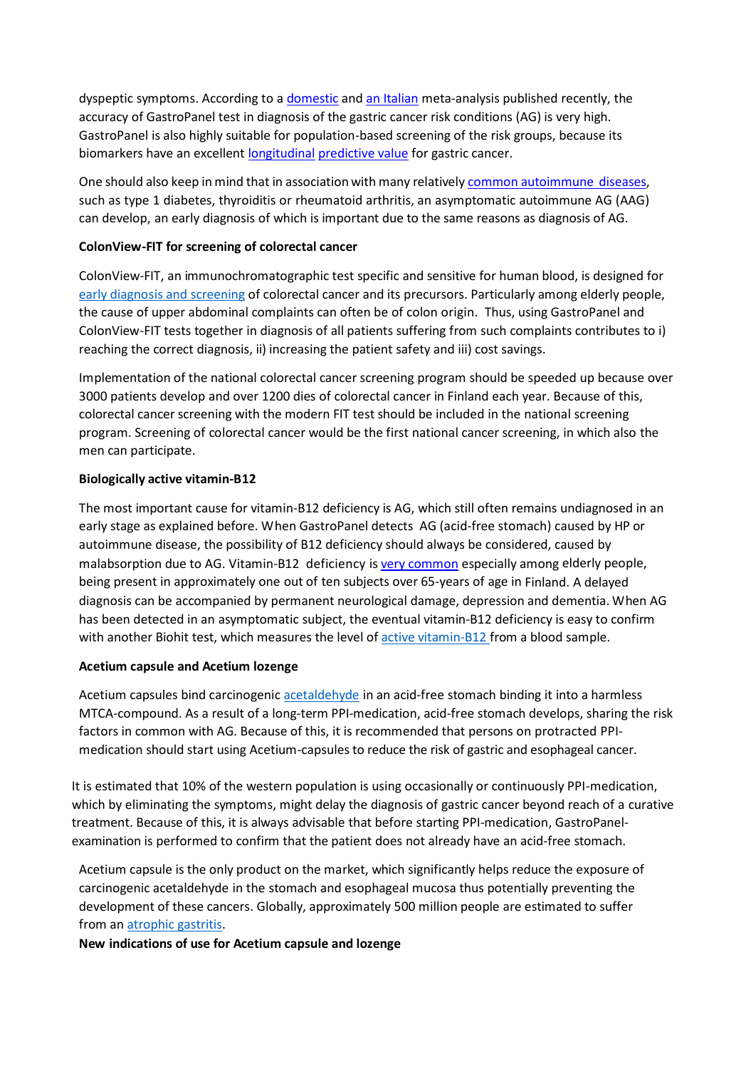dyspeptic symptoms. According to a domestic and an Italian meta-analysis published recently, the accuracy of GastroPanel test in diagnosis of the gastric cancer risk conditions (AG) is very high. GastroPanel is also highly suitable for population-based screening of the risk groups, because its biomarkers have an excellent longitudinal predictive value for gastric cancer.

One should also keep in mind that in association with many relatively common autoimmune diseases, such as type 1 diabetes, thyroiditis or rheumatoid arthritis, an asymptomatic autoimmune AG (AAG) can develop, an early diagnosis of which is important due to the same reasons as diagnosis of AG.

**ColonView-FIT for screening of colorectal cancer**

ColonView-FIT, an immunochromatographic test specific and sensitive for human blood, is designed for early diagnosis and screening of colorectal cancer and its precursors. Particularly among elderly people, the cause of upper abdominal complaints can often be of colon origin. Thus, using GastroPanel and ColonView-FIT tests together in diagnosis of all patients suffering from such complaints contributes to i) reaching the correct diagnosis, ii) increasing the patient safety and iii) cost savings.

Implementation of the national colorectal cancer screening program should be speeded up because over 3000 patients develop and over 1200 dies of colorectal cancer in Finland each year. Because of this, colorectal cancer screening with the modern FIT test should be included in the national screening program. Screening of colorectal cancer would be the first national cancer screening, in which also the men can participate.

**Biologically active vitamin-B12**

The most important cause for vitamin-B12 deficiency is AG, which still often remains undiagnosed in an early stage as explained before. When GastroPanel detects AG (acid-free stomach) caused by HP or autoimmune disease, the possibility of B12 deficiency should always be considered, caused by malabsorption due to AG. Vitamin-B12 deficiency is very common especially among elderly people, being present in approximately one out of ten subjects over 65-years of age in Finland. A delayed diagnosis can be accompanied by permanent neurological damage, depression and dementia. When AG has been detected in an asymptomatic subject, the eventual vitamin-B12 deficiency is easy to confirm with another Biohit test, which measures the level of active vitamin-B12 from a blood sample.

**Acetium capsule and Acetium lozenge**

Acetium capsules bind carcinogenic acetaldehyde in an acid-free stomach binding it into a harmless MTCA-compound. As a result of a long-term PPI-medication, acid-free stomach develops, sharing the risk factors in common with AG. Because of this, it is recommended that persons on protracted PPI-medication should start using Acetium-capsules to reduce the risk of gastric and esophageal cancer.

It is estimated that 10% of the western population is using occasionally or continuously PPI-medication, which by eliminating the symptoms, might delay the diagnosis of gastric cancer beyond reach of a curative treatment. Because of this, it is always advisable that before starting PPI-medication, GastroPanel-examination is performed to confirm that the patient does not already have an acid-free stomach.

Acetium capsule is the only product on the market, which significantly helps reduce the exposure of carcinogenic acetaldehyde in the stomach and esophageal mucosa thus potentially preventing the development of these cancers. Globally, approximately 500 million people are estimated to suffer from an atrophic gastritis.

**New indications of use for Acetium capsule and lozenge**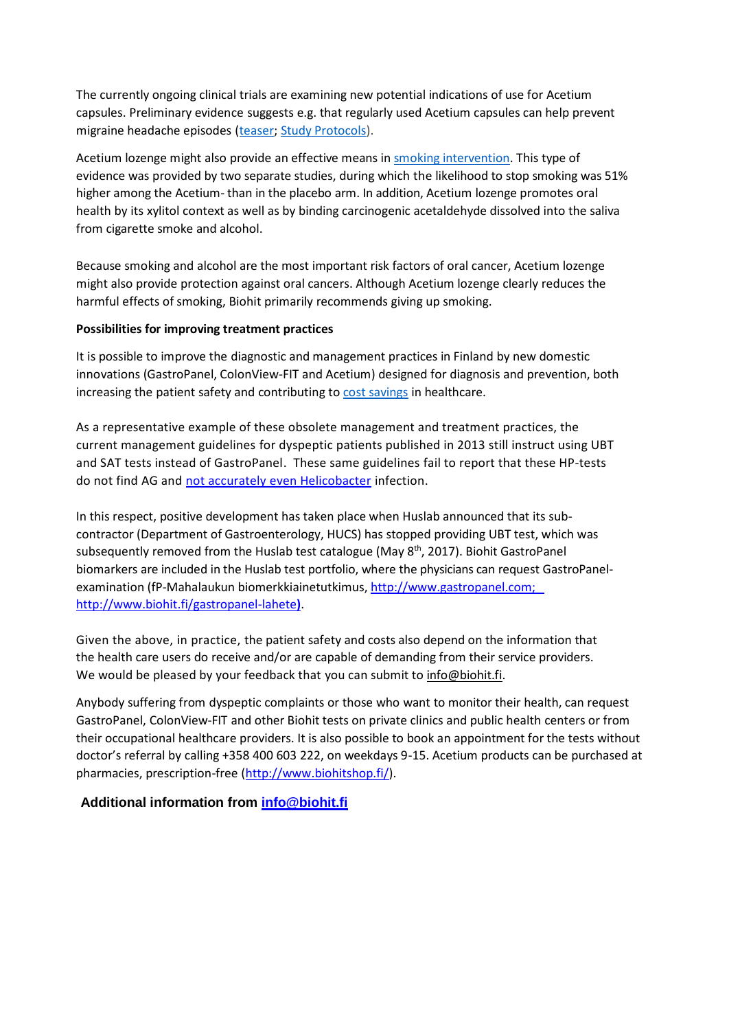The currently ongoing clinical trials are examining new potential indications of use for Acetium capsules. Preliminary evidence suggests e.g. that regularly used Acetium capsules can help prevent migraine headache episodes (teaser; Study Protocols).

Acetium lozenge might also provide an effective means in smoking intervention. This type of evidence was provided by two separate studies, during which the likelihood to stop smoking was 51% higher among the Acetium- than in the placebo arm. In addition, Acetium lozenge promotes oral health by its xylitol context as well as by binding carcinogenic acetaldehyde dissolved into the saliva from cigarette smoke and alcohol.

Because smoking and alcohol are the most important risk factors of oral cancer, Acetium lozenge might also provide protection against oral cancers. Although Acetium lozenge clearly reduces the harmful effects of smoking, Biohit primarily recommends giving up smoking.

**Possibilities for improving treatment practices**

It is possible to improve the diagnostic and management practices in Finland by new domestic innovations (GastroPanel, ColonView-FIT and Acetium) designed for diagnosis and prevention, both increasing the patient safety and contributing to cost savings in healthcare.

As a representative example of these obsolete management and treatment practices, the current management guidelines for dyspeptic patients published in 2013 still instruct using UBT and SAT tests instead of GastroPanel. These same guidelines fail to report that these HP-tests do not find AG and not accurately even Helicobacter infection.

In this respect, positive development has taken place when Huslab announced that its sub-contractor (Department of Gastroenterology, HUCS) has stopped providing UBT test, which was subsequently removed from the Huslab test catalogue (May 8th, 2017). Biohit GastroPanel biomarkers are included in the Huslab test portfolio, where the physicians can request GastroPanel-examination (fP-Mahalaukun biomerkkiainetutkimus, http://www.gastropanel.com; http://www.biohit.fi/gastropanel-lahete).

Given the above, in practice, the patient safety and costs also depend on the information that the health care users do receive and/or are capable of demanding from their service providers. We would be pleased by your feedback that you can submit to info@biohit.fi.

Anybody suffering from dyspeptic complaints or those who want to monitor their health, can request GastroPanel, ColonView-FIT and other Biohit tests on private clinics and public health centers or from their occupational healthcare providers. It is also possible to book an appointment for the tests without doctor's referral by calling +358 400 603 222, on weekdays 9-15. Acetium products can be purchased at pharmacies, prescription-free (http://www.biohitshop.fi/).

**Additional information from info@biohit.fi**